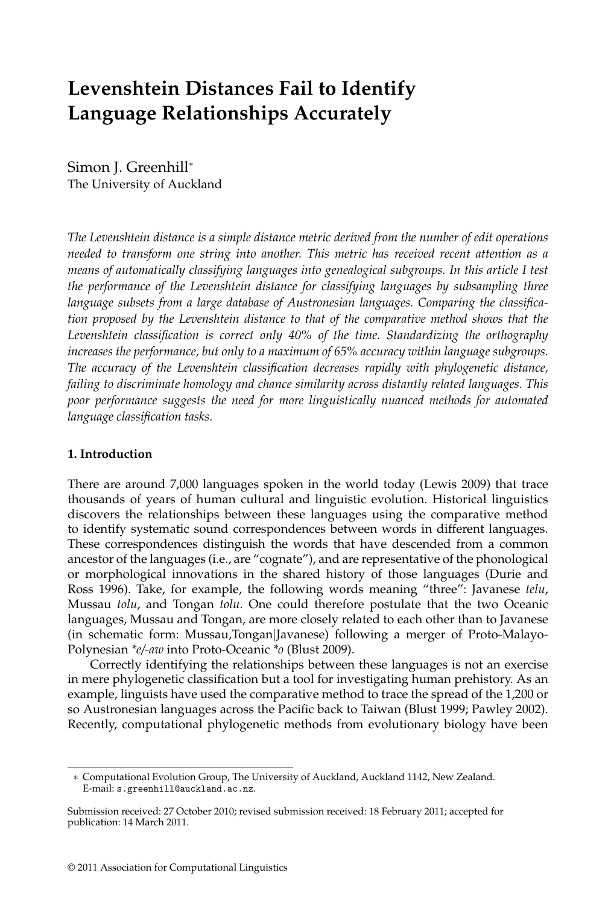# Levenshtein Distances Fail to Identify Language Relationships Accurately

Simon J. Greenhill*
The University of Auckland

*The Levenshtein distance is a simple distance metric derived from the number of edit operations needed to transform one string into another. This metric has received recent attention as a means of automatically classifying languages into genealogical subgroups. In this article I test the performance of the Levenshtein distance for classifying languages by subsampling three language subsets from a large database of Austronesian languages. Comparing the classification proposed by the Levenshtein distance to that of the comparative method shows that the Levenshtein classification is correct only 40% of the time. Standardizing the orthography increases the performance, but only to a maximum of 65% accuracy within language subgroups. The accuracy of the Levenshtein classification decreases rapidly with phylogenetic distance, failing to discriminate homology and chance similarity across distantly related languages. This poor performance suggests the need for more linguistically nuanced methods for automated language classification tasks.*

## 1. Introduction

There are around 7,000 languages spoken in the world today (Lewis 2009) that trace thousands of years of human cultural and linguistic evolution. Historical linguistics discovers the relationships between these languages using the comparative method to identify systematic sound correspondences between words in different languages. These correspondences distinguish the words that have descended from a common ancestor of the languages (i.e., are "cognate"), and are representative of the phonological or morphological innovations in the shared history of those languages (Durie and Ross 1996). Take, for example, the following words meaning "three": Javanese *telu*, Mussau *tolu*, and Tongan *tolu*. One could therefore postulate that the two Oceanic languages, Mussau and Tongan, are more closely related to each other than to Javanese (in schematic form: Mussau,Tongan|Javanese) following a merger of Proto-Malayo-Polynesian *\*e/-aw* into Proto-Oceanic *\*o* (Blust 2009).

Correctly identifying the relationships between these languages is not an exercise in mere phylogenetic classification but a tool for investigating human prehistory. As an example, linguists have used the comparative method to trace the spread of the 1,200 or so Austronesian languages across the Pacific back to Taiwan (Blust 1999; Pawley 2002). Recently, computational phylogenetic methods from evolutionary biology have been

---

\* Computational Evolution Group, The University of Auckland, Auckland 1142, New Zealand. E-mail: s.greenhill@auckland.ac.nz.

Submission received: 27 October 2010; revised submission received: 18 February 2011; accepted for publication: 14 March 2011.

© 2011 Association for Computational Linguistics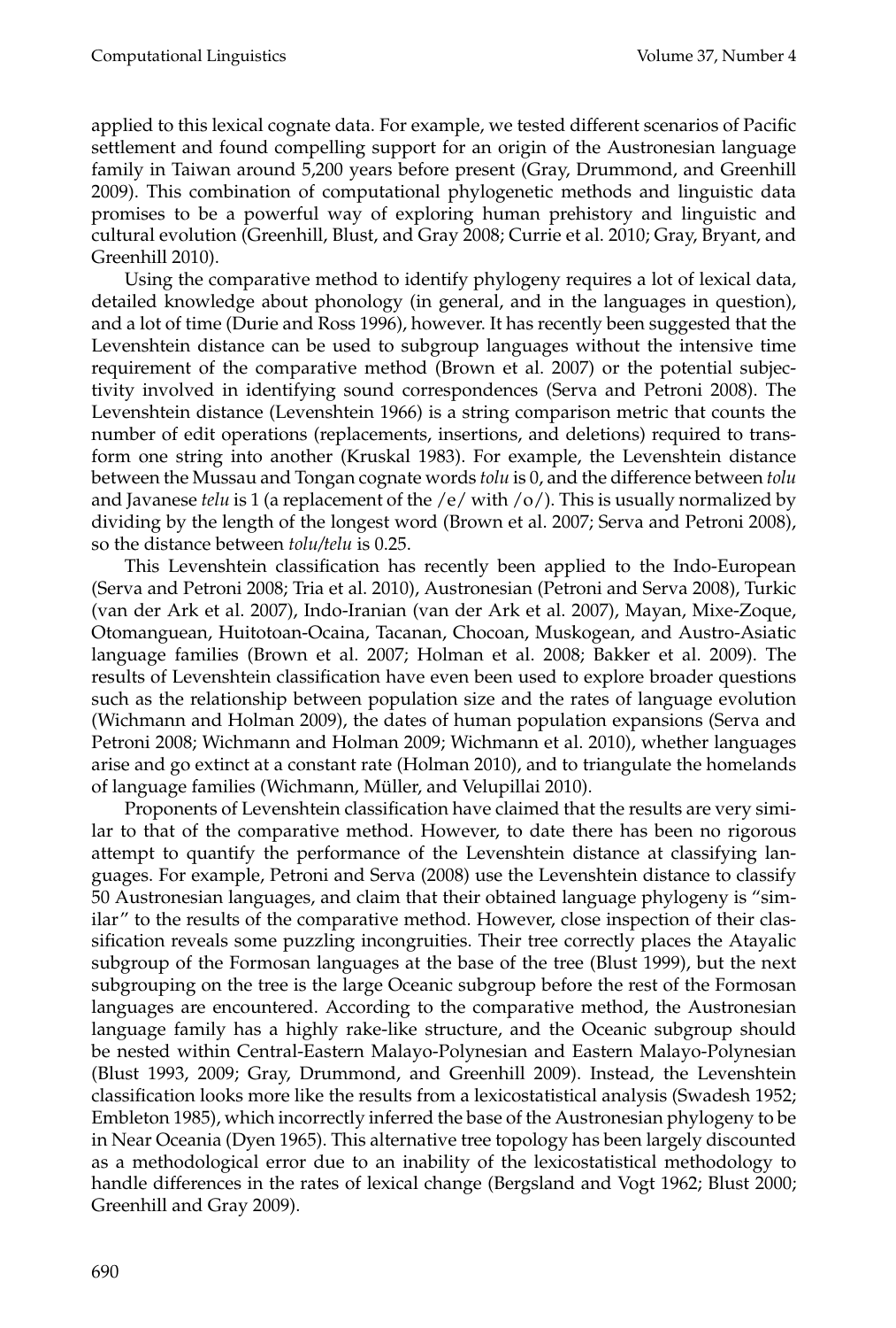applied to this lexical cognate data. For example, we tested different scenarios of Pacific settlement and found compelling support for an origin of the Austronesian language family in Taiwan around 5,200 years before present (Gray, Drummond, and Greenhill 2009). This combination of computational phylogenetic methods and linguistic data promises to be a powerful way of exploring human prehistory and linguistic and cultural evolution (Greenhill, Blust, and Gray 2008; Currie et al. 2010; Gray, Bryant, and Greenhill 2010).

Using the comparative method to identify phylogeny requires a lot of lexical data, detailed knowledge about phonology (in general, and in the languages in question), and a lot of time (Durie and Ross 1996), however. It has recently been suggested that the Levenshtein distance can be used to subgroup languages without the intensive time requirement of the comparative method (Brown et al. 2007) or the potential subjectivity involved in identifying sound correspondences (Serva and Petroni 2008). The Levenshtein distance (Levenshtein 1966) is a string comparison metric that counts the number of edit operations (replacements, insertions, and deletions) required to transform one string into another (Kruskal 1983). For example, the Levenshtein distance between the Mussau and Tongan cognate words *tolu* is 0, and the difference between *tolu* and Javanese *telu* is 1 (a replacement of the /e/ with /o/). This is usually normalized by dividing by the length of the longest word (Brown et al. 2007; Serva and Petroni 2008), so the distance between *tolu/telu* is 0.25.

This Levenshtein classification has recently been applied to the Indo-European (Serva and Petroni 2008; Tria et al. 2010), Austronesian (Petroni and Serva 2008), Turkic (van der Ark et al. 2007), Indo-Iranian (van der Ark et al. 2007), Mayan, Mixe-Zoque, Otomanguean, Huitotoan-Ocaina, Tacanan, Chocoan, Muskogean, and Austro-Asiatic language families (Brown et al. 2007; Holman et al. 2008; Bakker et al. 2009). The results of Levenshtein classification have even been used to explore broader questions such as the relationship between population size and the rates of language evolution (Wichmann and Holman 2009), the dates of human population expansions (Serva and Petroni 2008; Wichmann and Holman 2009; Wichmann et al. 2010), whether languages arise and go extinct at a constant rate (Holman 2010), and to triangulate the homelands of language families (Wichmann, Müller, and Velupillai 2010).

Proponents of Levenshtein classification have claimed that the results are very similar to that of the comparative method. However, to date there has been no rigorous attempt to quantify the performance of the Levenshtein distance at classifying languages. For example, Petroni and Serva (2008) use the Levenshtein distance to classify 50 Austronesian languages, and claim that their obtained language phylogeny is "similar" to the results of the comparative method. However, close inspection of their classification reveals some puzzling incongruities. Their tree correctly places the Atayalic subgroup of the Formosan languages at the base of the tree (Blust 1999), but the next subgrouping on the tree is the large Oceanic subgroup before the rest of the Formosan languages are encountered. According to the comparative method, the Austronesian language family has a highly rake-like structure, and the Oceanic subgroup should be nested within Central-Eastern Malayo-Polynesian and Eastern Malayo-Polynesian (Blust 1993, 2009; Gray, Drummond, and Greenhill 2009). Instead, the Levenshtein classification looks more like the results from a lexicostatistical analysis (Swadesh 1952; Embleton 1985), which incorrectly inferred the base of the Austronesian phylogeny to be in Near Oceania (Dyen 1965). This alternative tree topology has been largely discounted as a methodological error due to an inability of the lexicostatistical methodology to handle differences in the rates of lexical change (Bergsland and Vogt 1962; Blust 2000; Greenhill and Gray 2009).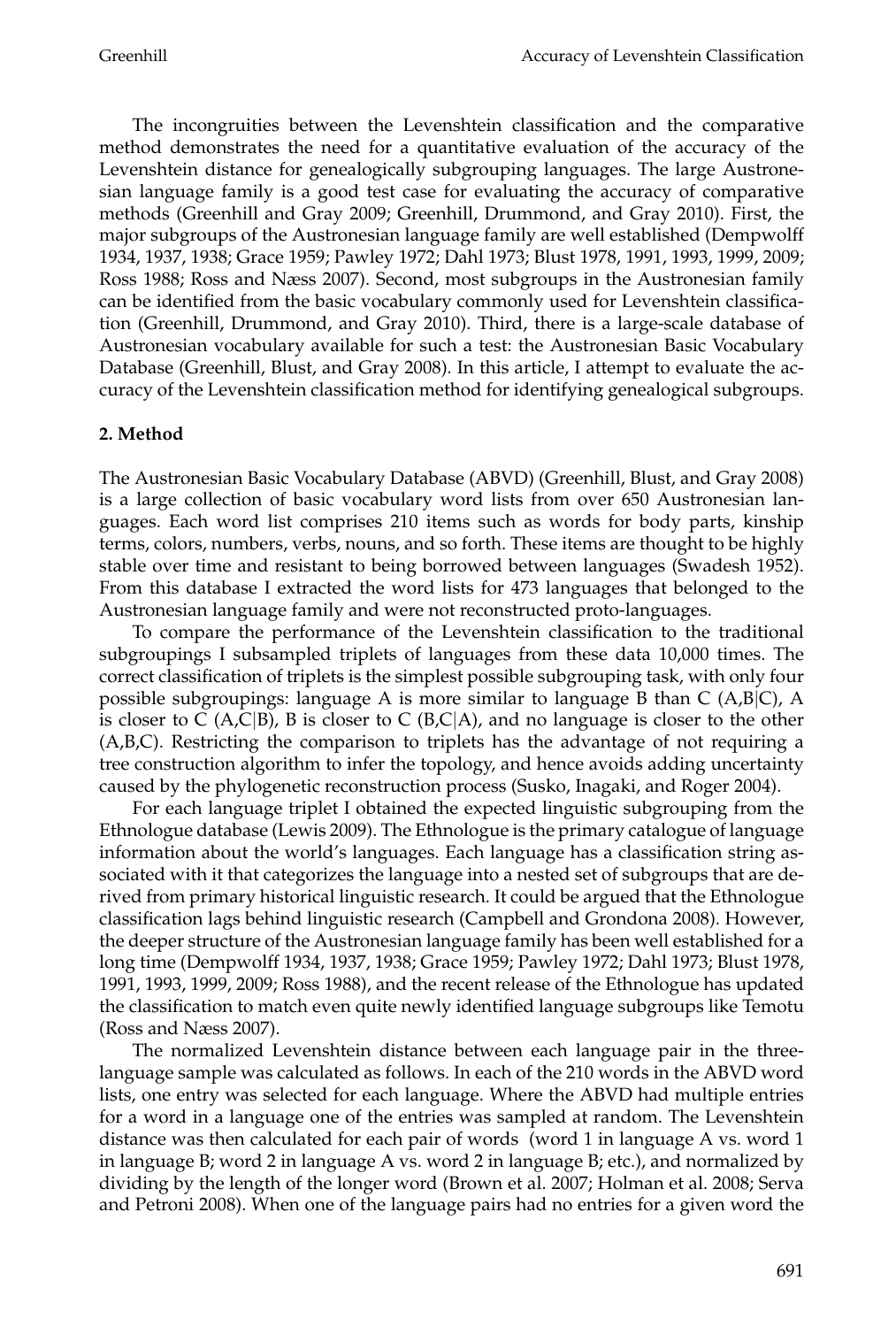The incongruities between the Levenshtein classification and the comparative method demonstrates the need for a quantitative evaluation of the accuracy of the Levenshtein distance for genealogically subgrouping languages. The large Austronesian language family is a good test case for evaluating the accuracy of comparative methods (Greenhill and Gray 2009; Greenhill, Drummond, and Gray 2010). First, the major subgroups of the Austronesian language family are well established (Dempwolff 1934, 1937, 1938; Grace 1959; Pawley 1972; Dahl 1973; Blust 1978, 1991, 1993, 1999, 2009; Ross 1988; Ross and Næss 2007). Second, most subgroups in the Austronesian family can be identified from the basic vocabulary commonly used for Levenshtein classification (Greenhill, Drummond, and Gray 2010). Third, there is a large-scale database of Austronesian vocabulary available for such a test: the Austronesian Basic Vocabulary Database (Greenhill, Blust, and Gray 2008). In this article, I attempt to evaluate the accuracy of the Levenshtein classification method for identifying genealogical subgroups.

## 2. Method

The Austronesian Basic Vocabulary Database (ABVD) (Greenhill, Blust, and Gray 2008) is a large collection of basic vocabulary word lists from over 650 Austronesian languages. Each word list comprises 210 items such as words for body parts, kinship terms, colors, numbers, verbs, nouns, and so forth. These items are thought to be highly stable over time and resistant to being borrowed between languages (Swadesh 1952). From this database I extracted the word lists for 473 languages that belonged to the Austronesian language family and were not reconstructed proto-languages.

To compare the performance of the Levenshtein classification to the traditional subgroupings I subsampled triplets of languages from these data 10,000 times. The correct classification of triplets is the simplest possible subgrouping task, with only four possible subgroupings: language A is more similar to language B than C (A,B|C), A is closer to C (A,C|B), B is closer to C (B,C|A), and no language is closer to the other (A,B,C). Restricting the comparison to triplets has the advantage of not requiring a tree construction algorithm to infer the topology, and hence avoids adding uncertainty caused by the phylogenetic reconstruction process (Susko, Inagaki, and Roger 2004).

For each language triplet I obtained the expected linguistic subgrouping from the Ethnologue database (Lewis 2009). The Ethnologue is the primary catalogue of language information about the world's languages. Each language has a classification string associated with it that categorizes the language into a nested set of subgroups that are derived from primary historical linguistic research. It could be argued that the Ethnologue classification lags behind linguistic research (Campbell and Grondona 2008). However, the deeper structure of the Austronesian language family has been well established for a long time (Dempwolff 1934, 1937, 1938; Grace 1959; Pawley 1972; Dahl 1973; Blust 1978, 1991, 1993, 1999, 2009; Ross 1988), and the recent release of the Ethnologue has updated the classification to match even quite newly identified language subgroups like Temotu (Ross and Næss 2007).

The normalized Levenshtein distance between each language pair in the three-language sample was calculated as follows. In each of the 210 words in the ABVD word lists, one entry was selected for each language. Where the ABVD had multiple entries for a word in a language one of the entries was sampled at random. The Levenshtein distance was then calculated for each pair of words (word 1 in language A vs. word 1 in language B; word 2 in language A vs. word 2 in language B; etc.), and normalized by dividing by the length of the longer word (Brown et al. 2007; Holman et al. 2008; Serva and Petroni 2008). When one of the language pairs had no entries for a given word the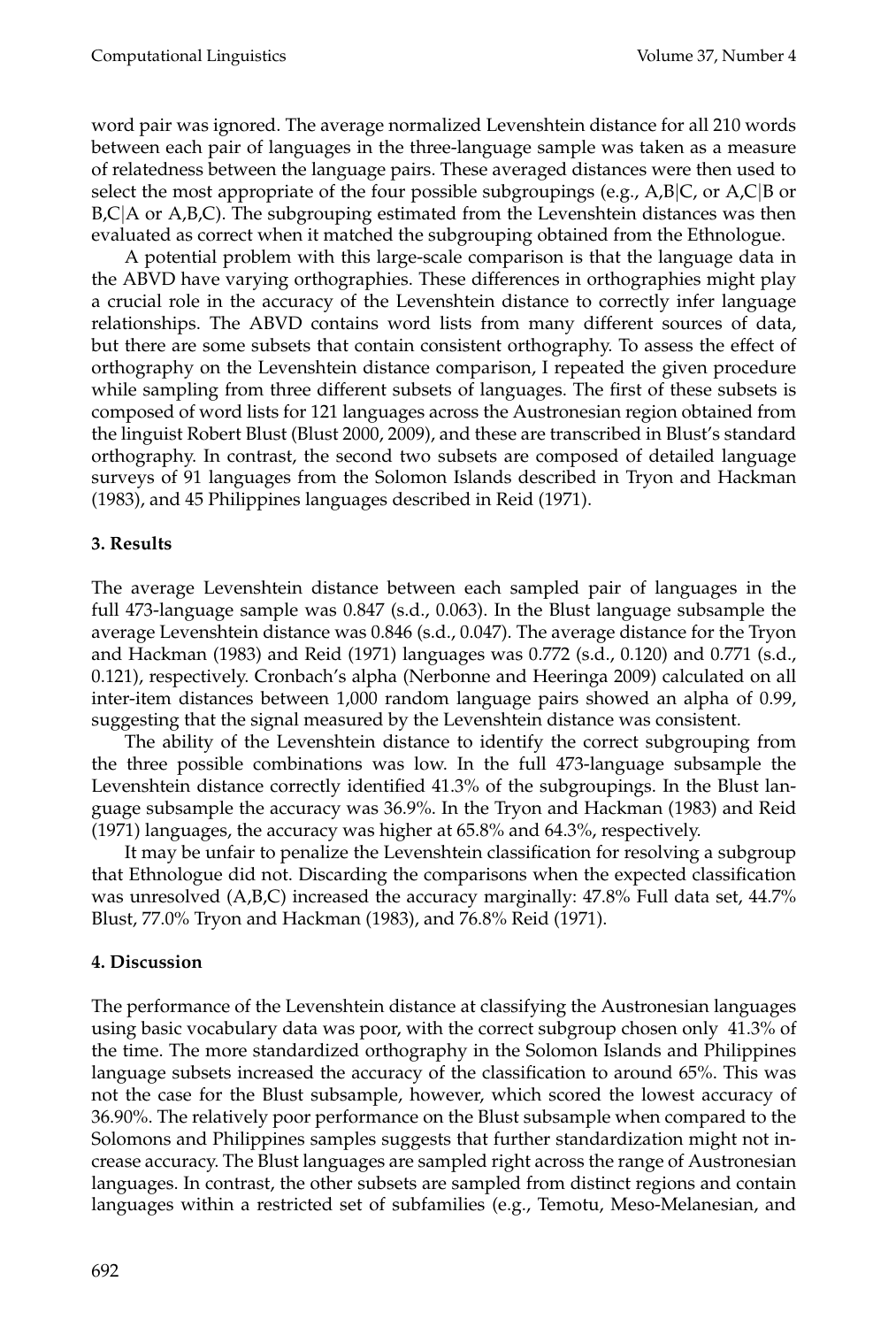word pair was ignored. The average normalized Levenshtein distance for all 210 words between each pair of languages in the three-language sample was taken as a measure of relatedness between the language pairs. These averaged distances were then used to select the most appropriate of the four possible subgroupings (e.g., A,B|C, or A,C|B or B,C|A or A,B,C). The subgrouping estimated from the Levenshtein distances was then evaluated as correct when it matched the subgrouping obtained from the Ethnologue.

A potential problem with this large-scale comparison is that the language data in the ABVD have varying orthographies. These differences in orthographies might play a crucial role in the accuracy of the Levenshtein distance to correctly infer language relationships. The ABVD contains word lists from many different sources of data, but there are some subsets that contain consistent orthography. To assess the effect of orthography on the Levenshtein distance comparison, I repeated the given procedure while sampling from three different subsets of languages. The first of these subsets is composed of word lists for 121 languages across the Austronesian region obtained from the linguist Robert Blust (Blust 2000, 2009), and these are transcribed in Blust's standard orthography. In contrast, the second two subsets are composed of detailed language surveys of 91 languages from the Solomon Islands described in Tryon and Hackman (1983), and 45 Philippines languages described in Reid (1971).

## 3. Results

The average Levenshtein distance between each sampled pair of languages in the full 473-language sample was 0.847 (s.d., 0.063). In the Blust language subsample the average Levenshtein distance was 0.846 (s.d., 0.047). The average distance for the Tryon and Hackman (1983) and Reid (1971) languages was 0.772 (s.d., 0.120) and 0.771 (s.d., 0.121), respectively. Cronbach's alpha (Nerbonne and Heeringa 2009) calculated on all inter-item distances between 1,000 random language pairs showed an alpha of 0.99, suggesting that the signal measured by the Levenshtein distance was consistent.

The ability of the Levenshtein distance to identify the correct subgrouping from the three possible combinations was low. In the full 473-language subsample the Levenshtein distance correctly identified 41.3% of the subgroupings. In the Blust language subsample the accuracy was 36.9%. In the Tryon and Hackman (1983) and Reid (1971) languages, the accuracy was higher at 65.8% and 64.3%, respectively.

It may be unfair to penalize the Levenshtein classification for resolving a subgroup that Ethnologue did not. Discarding the comparisons when the expected classification was unresolved (A,B,C) increased the accuracy marginally: 47.8% Full data set, 44.7% Blust, 77.0% Tryon and Hackman (1983), and 76.8% Reid (1971).

## 4. Discussion

The performance of the Levenshtein distance at classifying the Austronesian languages using basic vocabulary data was poor, with the correct subgroup chosen only 41.3% of the time. The more standardized orthography in the Solomon Islands and Philippines language subsets increased the accuracy of the classification to around 65%. This was not the case for the Blust subsample, however, which scored the lowest accuracy of 36.90%. The relatively poor performance on the Blust subsample when compared to the Solomons and Philippines samples suggests that further standardization might not increase accuracy. The Blust languages are sampled right across the range of Austronesian languages. In contrast, the other subsets are sampled from distinct regions and contain languages within a restricted set of subfamilies (e.g., Temotu, Meso-Melanesian, and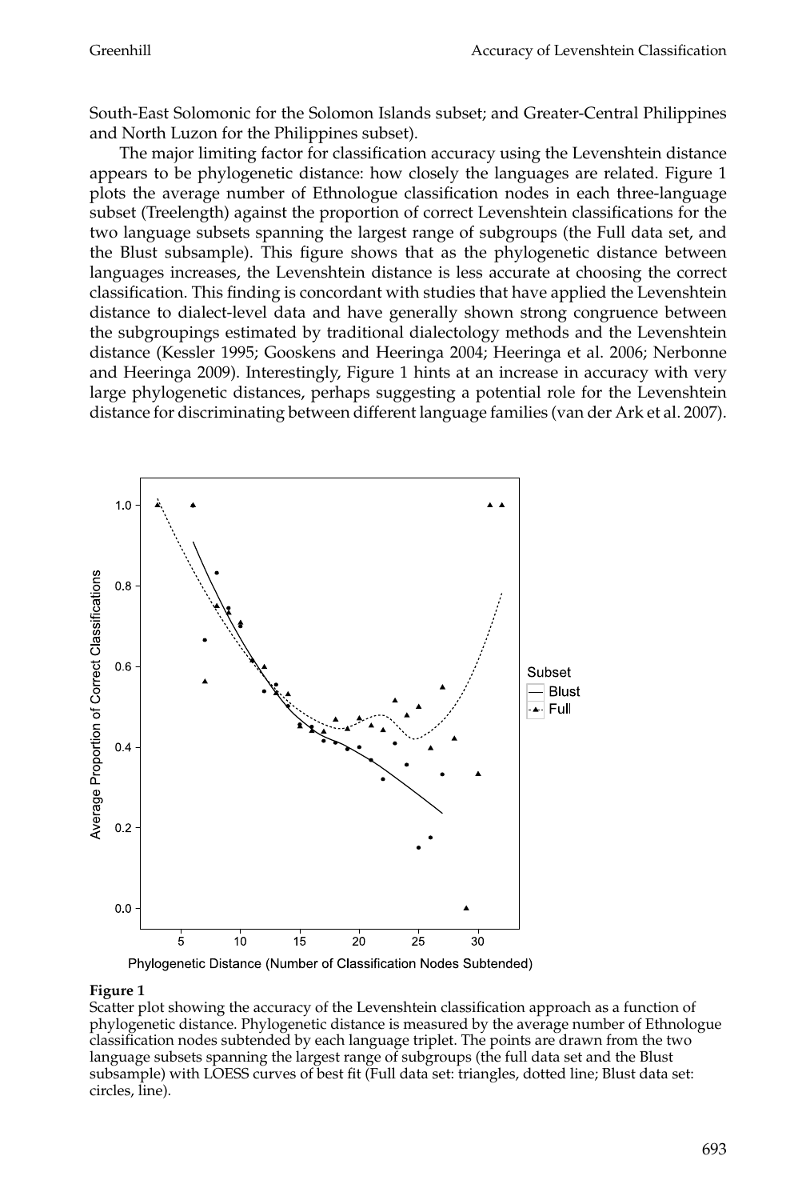South-East Solomonic for the Solomon Islands subset; and Greater-Central Philippines and North Luzon for the Philippines subset).

The major limiting factor for classification accuracy using the Levenshtein distance appears to be phylogenetic distance: how closely the languages are related. Figure 1 plots the average number of Ethnologue classification nodes in each three-language subset (Treelength) against the proportion of correct Levenshtein classifications for the two language subsets spanning the largest range of subgroups (the Full data set, and the Blust subsample). This figure shows that as the phylogenetic distance between languages increases, the Levenshtein distance is less accurate at choosing the correct classification. This finding is concordant with studies that have applied the Levenshtein distance to dialect-level data and have generally shown strong congruence between the subgroupings estimated by traditional dialectology methods and the Levenshtein distance (Kessler 1995; Gooskens and Heeringa 2004; Heeringa et al. 2006; Nerbonne and Heeringa 2009). Interestingly, Figure 1 hints at an increase in accuracy with very large phylogenetic distances, perhaps suggesting a potential role for the Levenshtein distance for discriminating between different language families (van der Ark et al. 2007).

**Figure 1**
Scatter plot showing the accuracy of the Levenshtein classification approach as a function of phylogenetic distance. Phylogenetic distance is measured by the average number of Ethnologue classification nodes subtended by each language triplet. The points are drawn from the two language subsets spanning the largest range of subgroups (the full data set and the Blust subsample) with LOESS curves of best fit (Full data set: triangles, dotted line; Blust data set: circles, line).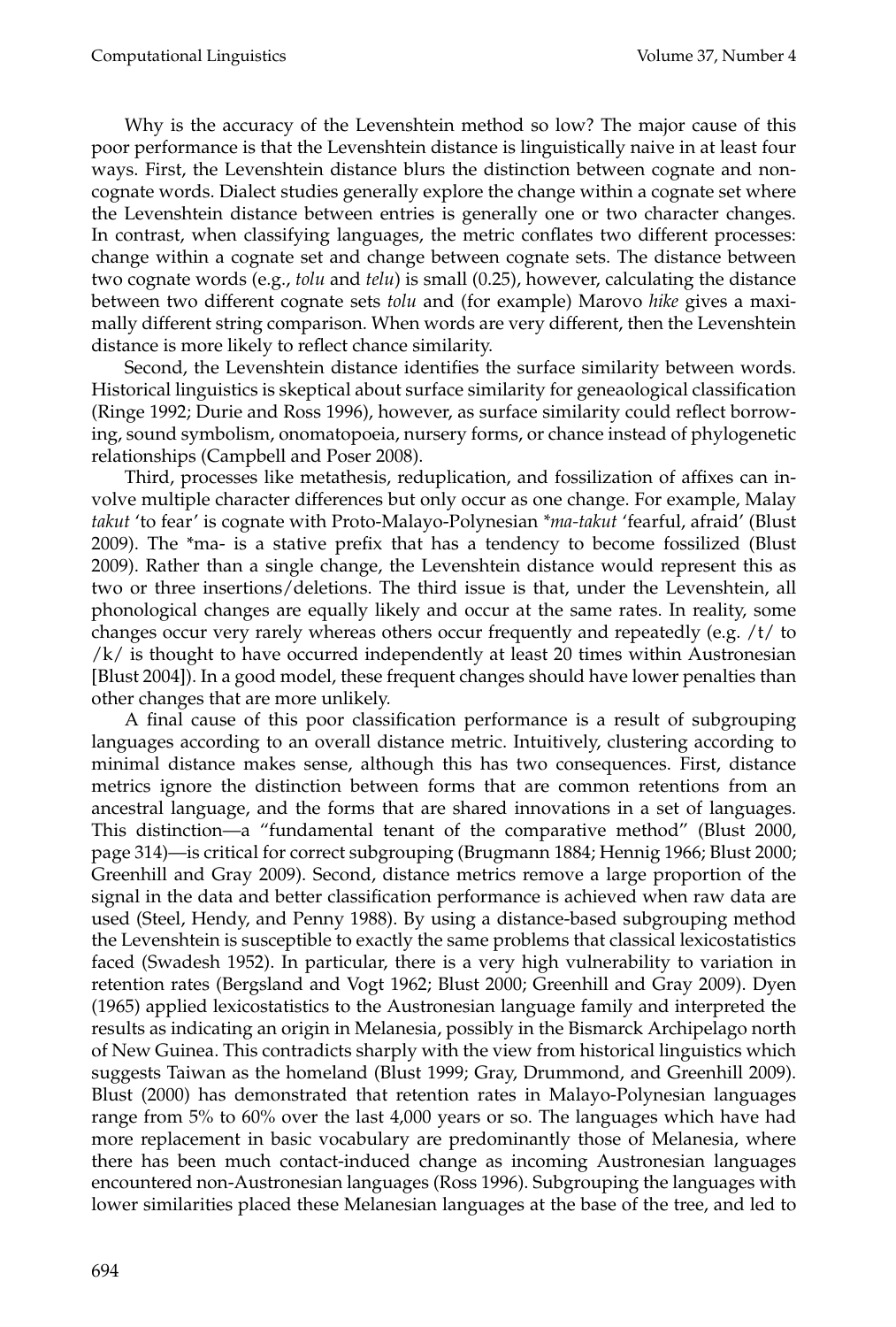Why is the accuracy of the Levenshtein method so low? The major cause of this poor performance is that the Levenshtein distance is linguistically naive in at least four ways. First, the Levenshtein distance blurs the distinction between cognate and non-cognate words. Dialect studies generally explore the change within a cognate set where the Levenshtein distance between entries is generally one or two character changes. In contrast, when classifying languages, the metric conflates two different processes: change within a cognate set and change between cognate sets. The distance between two cognate words (e.g., *tolu* and *telu*) is small (0.25), however, calculating the distance between two different cognate sets *tolu* and (for example) Marovo *hike* gives a maximally different string comparison. When words are very different, then the Levenshtein distance is more likely to reflect chance similarity.

Second, the Levenshtein distance identifies the surface similarity between words. Historical linguistics is skeptical about surface similarity for geneaological classification (Ringe 1992; Durie and Ross 1996), however, as surface similarity could reflect borrowing, sound symbolism, onomatopoeia, nursery forms, or chance instead of phylogenetic relationships (Campbell and Poser 2008).

Third, processes like metathesis, reduplication, and fossilization of affixes can involve multiple character differences but only occur as one change. For example, Malay *takut* 'to fear' is cognate with Proto-Malayo-Polynesian **ma-takut* 'fearful, afraid' (Blust 2009). The *ma- is a stative prefix that has a tendency to become fossilized (Blust 2009). Rather than a single change, the Levenshtein distance would represent this as two or three insertions/deletions. The third issue is that, under the Levenshtein, all phonological changes are equally likely and occur at the same rates. In reality, some changes occur very rarely whereas others occur frequently and repeatedly (e.g. /t/ to /k/ is thought to have occurred independently at least 20 times within Austronesian [Blust 2004]). In a good model, these frequent changes should have lower penalties than other changes that are more unlikely.

A final cause of this poor classification performance is a result of subgrouping languages according to an overall distance metric. Intuitively, clustering according to minimal distance makes sense, although this has two consequences. First, distance metrics ignore the distinction between forms that are common retentions from an ancestral language, and the forms that are shared innovations in a set of languages. This distinction—a "fundamental tenant of the comparative method" (Blust 2000, page 314)—is critical for correct subgrouping (Brugmann 1884; Hennig 1966; Blust 2000; Greenhill and Gray 2009). Second, distance metrics remove a large proportion of the signal in the data and better classification performance is achieved when raw data are used (Steel, Hendy, and Penny 1988). By using a distance-based subgrouping method the Levenshtein is susceptible to exactly the same problems that classical lexicostatistics faced (Swadesh 1952). In particular, there is a very high vulnerability to variation in retention rates (Bergsland and Vogt 1962; Blust 2000; Greenhill and Gray 2009). Dyen (1965) applied lexicostatistics to the Austronesian language family and interpreted the results as indicating an origin in Melanesia, possibly in the Bismarck Archipelago north of New Guinea. This contradicts sharply with the view from historical linguistics which suggests Taiwan as the homeland (Blust 1999; Gray, Drummond, and Greenhill 2009). Blust (2000) has demonstrated that retention rates in Malayo-Polynesian languages range from 5% to 60% over the last 4,000 years or so. The languages which have had more replacement in basic vocabulary are predominantly those of Melanesia, where there has been much contact-induced change as incoming Austronesian languages encountered non-Austronesian languages (Ross 1996). Subgrouping the languages with lower similarities placed these Melanesian languages at the base of the tree, and led to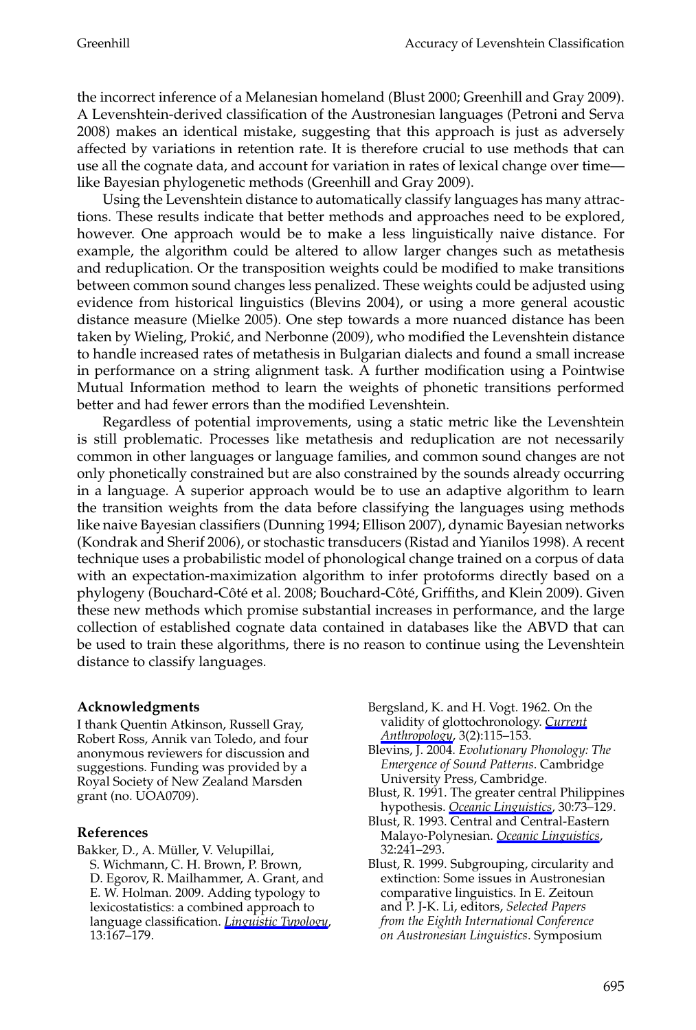the incorrect inference of a Melanesian homeland (Blust 2000; Greenhill and Gray 2009). A Levenshtein-derived classification of the Austronesian languages (Petroni and Serva 2008) makes an identical mistake, suggesting that this approach is just as adversely affected by variations in retention rate. It is therefore crucial to use methods that can use all the cognate data, and account for variation in rates of lexical change over time—like Bayesian phylogenetic methods (Greenhill and Gray 2009).

Using the Levenshtein distance to automatically classify languages has many attractions. These results indicate that better methods and approaches need to be explored, however. One approach would be to make a less linguistically naive distance. For example, the algorithm could be altered to allow larger changes such as metathesis and reduplication. Or the transposition weights could be modified to make transitions between common sound changes less penalized. These weights could be adjusted using evidence from historical linguistics (Blevins 2004), or using a more general acoustic distance measure (Mielke 2005). One step towards a more nuanced distance has been taken by Wieling, Prokić, and Nerbonne (2009), who modified the Levenshtein distance to handle increased rates of metathesis in Bulgarian dialects and found a small increase in performance on a string alignment task. A further modification using a Pointwise Mutual Information method to learn the weights of phonetic transitions performed better and had fewer errors than the modified Levenshtein.

Regardless of potential improvements, using a static metric like the Levenshtein is still problematic. Processes like metathesis and reduplication are not necessarily common in other languages or language families, and common sound changes are not only phonetically constrained but are also constrained by the sounds already occurring in a language. A superior approach would be to use an adaptive algorithm to learn the transition weights from the data before classifying the languages using methods like naive Bayesian classifiers (Dunning 1994; Ellison 2007), dynamic Bayesian networks (Kondrak and Sherif 2006), or stochastic transducers (Ristad and Yianilos 1998). A recent technique uses a probabilistic model of phonological change trained on a corpus of data with an expectation-maximization algorithm to infer protoforms directly based on a phylogeny (Bouchard-Côté et al. 2008; Bouchard-Côté, Griffiths, and Klein 2009). Given these new methods which promise substantial increases in performance, and the large collection of established cognate data contained in databases like the ABVD that can be used to train these algorithms, there is no reason to continue using the Levenshtein distance to classify languages.

### Acknowledgments

I thank Quentin Atkinson, Russell Gray, Robert Ross, Annik van Toledo, and four anonymous reviewers for discussion and suggestions. Funding was provided by a Royal Society of New Zealand Marsden grant (no. UOA0709).

### References

Bakker, D., A. Müller, V. Velupillai, S. Wichmann, C. H. Brown, P. Brown, D. Egorov, R. Mailhammer, A. Grant, and E. W. Holman. 2009. Adding typology to lexicostatistics: a combined approach to language classification. *Linguistic Typology*, 13:167–179.

Bergsland, K. and H. Vogt. 1962. On the validity of glottochronology. *Current Anthropology*, 3(2):115–153.

Blevins, J. 2004. *Evolutionary Phonology: The Emergence of Sound Patterns*. Cambridge University Press, Cambridge.

Blust, R. 1991. The greater central Philippines hypothesis. *Oceanic Linguistics*, 30:73–129.

Blust, R. 1993. Central and Central-Eastern Malayo-Polynesian. *Oceanic Linguistics*, 32:241–293.

Blust, R. 1999. Subgrouping, circularity and extinction: Some issues in Austronesian comparative linguistics. In E. Zeitoun and P. J-K. Li, editors, *Selected Papers from the Eighth International Conference on Austronesian Linguistics*. Symposium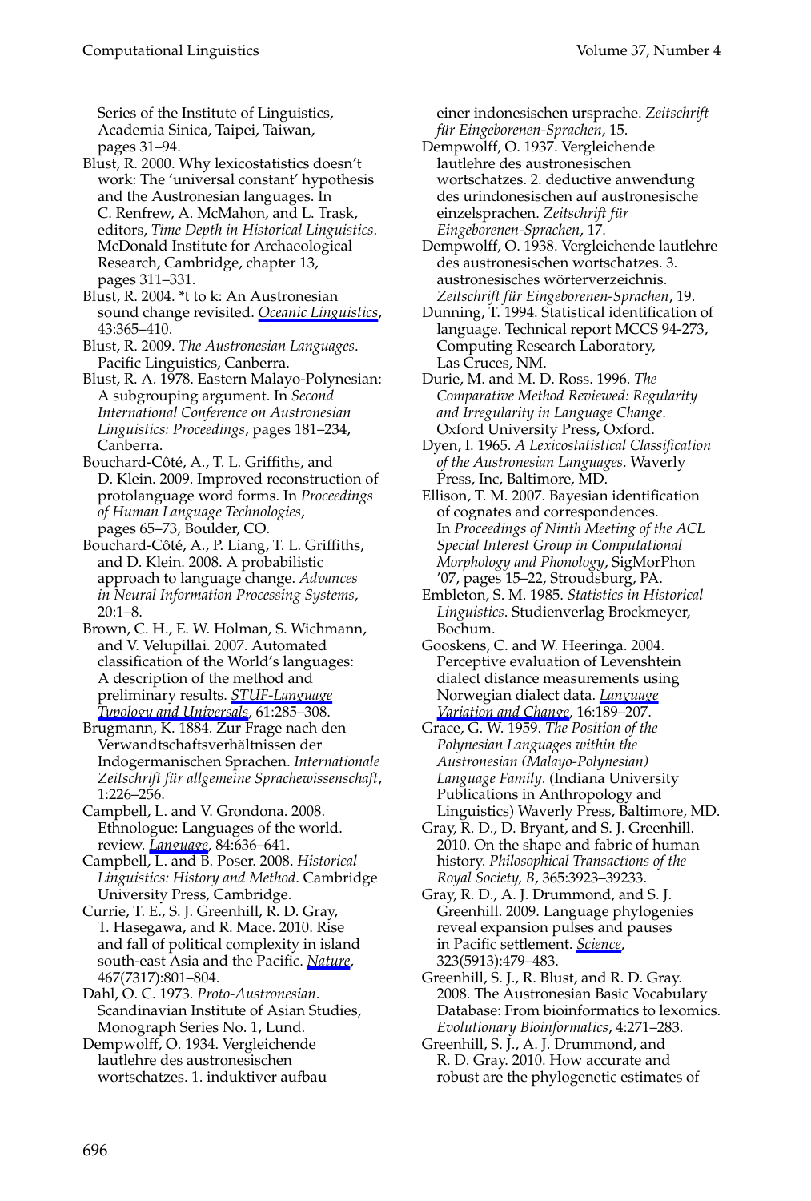Series of the Institute of Linguistics, Academia Sinica, Taipei, Taiwan, pages 31–94.

Blust, R. 2000. Why lexicostatistics doesn't work: The 'universal constant' hypothesis and the Austronesian languages. In C. Renfrew, A. McMahon, and L. Trask, editors, *Time Depth in Historical Linguistics*. McDonald Institute for Archaeological Research, Cambridge, chapter 13, pages 311–331.

Blust, R. 2004. *t to k: An Austronesian sound change revisited. *Oceanic Linguistics*, 43:365–410.

Blust, R. 2009. *The Austronesian Languages*. Pacific Linguistics, Canberra.

Blust, R. A. 1978. Eastern Malayo-Polynesian: A subgrouping argument. In *Second International Conference on Austronesian Linguistics: Proceedings*, pages 181–234, Canberra.

Bouchard-Côté, A., T. L. Griffiths, and D. Klein. 2009. Improved reconstruction of protolanguage word forms. In *Proceedings of Human Language Technologies*, pages 65–73, Boulder, CO.

Bouchard-Côté, A., P. Liang, T. L. Griffiths, and D. Klein. 2008. A probabilistic approach to language change. *Advances in Neural Information Processing Systems*, 20:1–8.

Brown, C. H., E. W. Holman, S. Wichmann, and V. Velupillai. 2007. Automated classification of the World's languages: A description of the method and preliminary results. *STUF-Language Typology and Universals*, 61:285–308.

Brugmann, K. 1884. Zur Frage nach den Verwandtschaftsverhältnissen der Indogermanischen Sprachen. *Internationale Zeitschrift für allgemeine Sprachewissenschaft*, 1:226–256.

Campbell, L. and V. Grondona. 2008. Ethnologue: Languages of the world. review. *Language*, 84:636–641.

Campbell, L. and B. Poser. 2008. *Historical Linguistics: History and Method*. Cambridge University Press, Cambridge.

Currie, T. E., S. J. Greenhill, R. D. Gray, T. Hasegawa, and R. Mace. 2010. Rise and fall of political complexity in island south-east Asia and the Pacific. *Nature*, 467(7317):801–804.

Dahl, O. C. 1973. *Proto-Austronesian*. Scandinavian Institute of Asian Studies, Monograph Series No. 1, Lund.

Dempwolff, O. 1934. Vergleichende lautlehre des austronesischen wortschatzes. 1. induktiver aufbau einer indonesischen ursprache. *Zeitschrift für Eingeborenen-Sprachen*, 15.

Dempwolff, O. 1937. Vergleichende lautlehre des austronesischen wortschatzes. 2. deductive anwendung des urindonesischen auf austronesische einzelsprachen. *Zeitschrift für Eingeborenen-Sprachen*, 17.

Dempwolff, O. 1938. Vergleichende lautlehre des austronesischen wortschatzes. 3. austronesisches wörterverzeichnis. *Zeitschrift für Eingeborenen-Sprachen*, 19.

Dunning, T. 1994. Statistical identification of language. Technical report MCCS 94-273, Computing Research Laboratory, Las Cruces, NM.

Durie, M. and M. D. Ross. 1996. *The Comparative Method Reviewed: Regularity and Irregularity in Language Change*. Oxford University Press, Oxford.

Dyen, I. 1965. *A Lexicostatistical Classification of the Austronesian Languages*. Waverly Press, Inc, Baltimore, MD.

Ellison, T. M. 2007. Bayesian identification of cognates and correspondences. In *Proceedings of Ninth Meeting of the ACL Special Interest Group in Computational Morphology and Phonology*, SigMorPhon '07, pages 15–22, Stroudsburg, PA.

Embleton, S. M. 1985. *Statistics in Historical Linguistics*. Studienverlag Brockmeyer, Bochum.

Gooskens, C. and W. Heeringa. 2004. Perceptive evaluation of Levenshtein dialect distance measurements using Norwegian dialect data. *Language Variation and Change*, 16:189–207.

Grace, G. W. 1959. *The Position of the Polynesian Languages within the Austronesian (Malayo-Polynesian) Language Family*. (Indiana University Publications in Anthropology and Linguistics) Waverly Press, Baltimore, MD.

Gray, R. D., D. Bryant, and S. J. Greenhill. 2010. On the shape and fabric of human history. *Philosophical Transactions of the Royal Society, B*, 365:3923–39233.

Gray, R. D., A. J. Drummond, and S. J. Greenhill. 2009. Language phylogenies reveal expansion pulses and pauses in Pacific settlement. *Science*, 323(5913):479–483.

Greenhill, S. J., R. Blust, and R. D. Gray. 2008. The Austronesian Basic Vocabulary Database: From bioinformatics to lexomics. *Evolutionary Bioinformatics*, 4:271–283.

Greenhill, S. J., A. J. Drummond, and R. D. Gray. 2010. How accurate and robust are the phylogenetic estimates of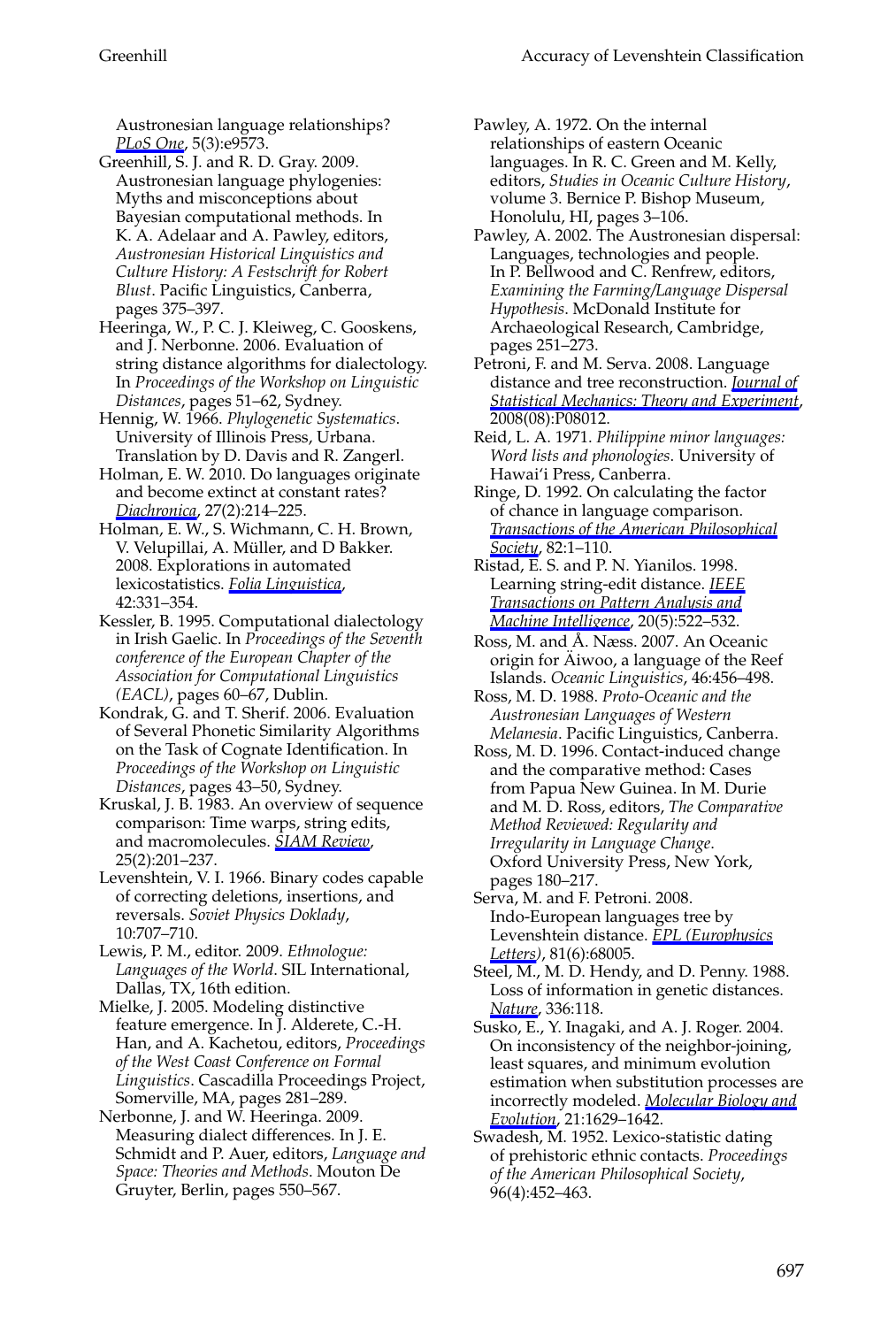Austronesian language relationships? *PLoS One*, 5(3):e9573.

Greenhill, S. J. and R. D. Gray. 2009. Austronesian language phylogenies: Myths and misconceptions about Bayesian computational methods. In K. A. Adelaar and A. Pawley, editors, *Austronesian Historical Linguistics and Culture History: A Festschrift for Robert Blust*. Pacific Linguistics, Canberra, pages 375–397.

Heeringa, W., P. C. J. Kleiweg, C. Gooskens, and J. Nerbonne. 2006. Evaluation of string distance algorithms for dialectology. In *Proceedings of the Workshop on Linguistic Distances*, pages 51–62, Sydney.

Hennig, W. 1966. *Phylogenetic Systematics*. University of Illinois Press, Urbana. Translation by D. Davis and R. Zangerl.

Holman, E. W. 2010. Do languages originate and become extinct at constant rates? *Diachronica*, 27(2):214–225.

Holman, E. W., S. Wichmann, C. H. Brown, V. Velupillai, A. Müller, and D Bakker. 2008. Explorations in automated lexicostatistics. *Folia Linguistica*, 42:331–354.

Kessler, B. 1995. Computational dialectology in Irish Gaelic. In *Proceedings of the Seventh conference of the European Chapter of the Association for Computational Linguistics (EACL)*, pages 60–67, Dublin.

Kondrak, G. and T. Sherif. 2006. Evaluation of Several Phonetic Similarity Algorithms on the Task of Cognate Identification. In *Proceedings of the Workshop on Linguistic Distances*, pages 43–50, Sydney.

Kruskal, J. B. 1983. An overview of sequence comparison: Time warps, string edits, and macromolecules. *SIAM Review*, 25(2):201–237.

Levenshtein, V. I. 1966. Binary codes capable of correcting deletions, insertions, and reversals. *Soviet Physics Doklady*, 10:707–710.

Lewis, P. M., editor. 2009. *Ethnologue: Languages of the World*. SIL International, Dallas, TX, 16th edition.

Mielke, J. 2005. Modeling distinctive feature emergence. In J. Alderete, C.-H. Han, and A. Kachetou, editors, *Proceedings of the West Coast Conference on Formal Linguistics*. Cascadilla Proceedings Project, Somerville, MA, pages 281–289.

Nerbonne, J. and W. Heeringa. 2009. Measuring dialect differences. In J. E. Schmidt and P. Auer, editors, *Language and Space: Theories and Methods*. Mouton De Gruyter, Berlin, pages 550–567.

Pawley, A. 1972. On the internal relationships of eastern Oceanic languages. In R. C. Green and M. Kelly, editors, *Studies in Oceanic Culture History*, volume 3. Bernice P. Bishop Museum, Honolulu, HI, pages 3–106.

Pawley, A. 2002. The Austronesian dispersal: Languages, technologies and people. In P. Bellwood and C. Renfrew, editors, *Examining the Farming/Language Dispersal Hypothesis*. McDonald Institute for Archaeological Research, Cambridge, pages 251–273.

Petroni, F. and M. Serva. 2008. Language distance and tree reconstruction. *Journal of Statistical Mechanics: Theory and Experiment*, 2008(08):P08012.

Reid, L. A. 1971. *Philippine minor languages: Word lists and phonologies*. University of Hawai'i Press, Canberra.

Ringe, D. 1992. On calculating the factor of chance in language comparison. *Transactions of the American Philosophical Society*, 82:1–110.

Ristad, E. S. and P. N. Yianilos. 1998. Learning string-edit distance. *IEEE Transactions on Pattern Analysis and Machine Intelligence*, 20(5):522–532.

Ross, M. and Å. Næss. 2007. An Oceanic origin for Äiwoo, a language of the Reef Islands. *Oceanic Linguistics*, 46:456–498.

Ross, M. D. 1988. *Proto-Oceanic and the Austronesian Languages of Western Melanesia*. Pacific Linguistics, Canberra.

Ross, M. D. 1996. Contact-induced change and the comparative method: Cases from Papua New Guinea. In M. Durie and M. D. Ross, editors, *The Comparative Method Reviewed: Regularity and Irregularity in Language Change*. Oxford University Press, New York, pages 180–217.

Serva, M. and F. Petroni. 2008. Indo-European languages tree by Levenshtein distance. *EPL (Europhysics Letters)*, 81(6):68005.

Steel, M., M. D. Hendy, and D. Penny. 1988. Loss of information in genetic distances. *Nature*, 336:118.

Susko, E., Y. Inagaki, and A. J. Roger. 2004. On inconsistency of the neighbor-joining, least squares, and minimum evolution estimation when substitution processes are incorrectly modeled. *Molecular Biology and Evolution*, 21:1629–1642.

Swadesh, M. 1952. Lexico-statistic dating of prehistoric ethnic contacts. *Proceedings of the American Philosophical Society*, 96(4):452–463.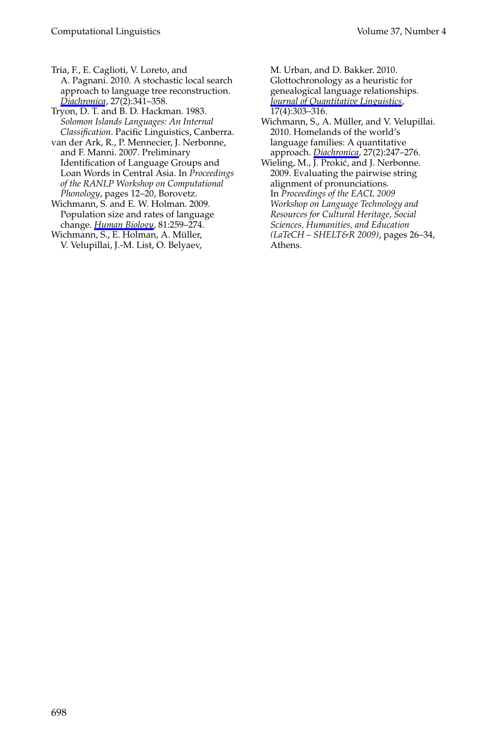Tria, F., E. Caglioti, V. Loreto, and A. Pagnani. 2010. A stochastic local search approach to language tree reconstruction. *Diachronica*, 27(2):341–358.

Tryon, D. T. and B. D. Hackman. 1983. *Solomon Islands Languages: An Internal Classification*. Pacific Linguistics, Canberra.

van der Ark, R., P. Mennecier, J. Nerbonne, and F. Manni. 2007. Preliminary Identification of Language Groups and Loan Words in Central Asia. In *Proceedings of the RANLP Workshop on Computational Phonology*, pages 12–20, Borovetz.

Wichmann, S. and E. W. Holman. 2009. Population size and rates of language change. *Human Biology*, 81:259–274.

Wichmann, S., E. Holman, A. Müller, V. Velupillai, J.-M. List, O. Belyaev, M. Urban, and D. Bakker. 2010. Glottochronology as a heuristic for genealogical language relationships. *Journal of Quantitative Linguistics*, 17(4):303–316.

Wichmann, S., A. Müller, and V. Velupillai. 2010. Homelands of the world's language families: A quantitative approach. *Diachronica*, 27(2):247–276.

Wieling, M., J. Prokić, and J. Nerbonne. 2009. Evaluating the pairwise string alignment of pronunciations. In *Proceedings of the EACL 2009 Workshop on Language Technology and Resources for Cultural Heritage, Social Sciences, Humanities, and Education (LaTeCH – SHELT&R 2009)*, pages 26–34, Athens.